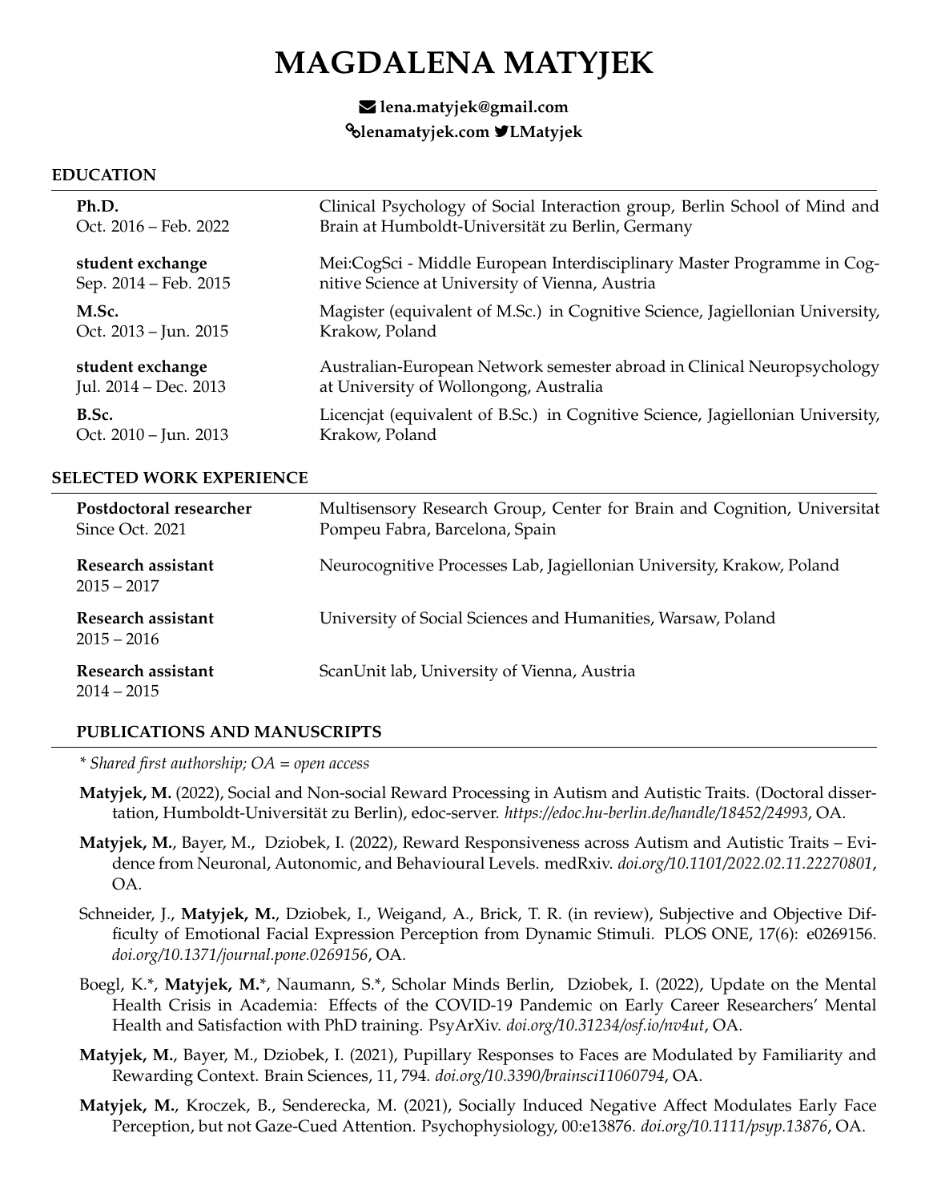# MAGDALENA MATYJEK

**lena.matyjek@gmail.com**
**lenamatyjek.com** **LMatyjek**

## EDUCATION

**Ph.D.**
Oct. 2016 – Feb. 2022
Clinical Psychology of Social Interaction group, Berlin School of Mind and Brain at Humboldt-Universität zu Berlin, Germany

**student exchange**
Sep. 2014 – Feb. 2015
Mei:CogSci - Middle European Interdisciplinary Master Programme in Cognitive Science at University of Vienna, Austria

**M.Sc.**
Oct. 2013 – Jun. 2015
Magister (equivalent of M.Sc.) in Cognitive Science, Jagiellonian University, Krakow, Poland

**student exchange**
Jul. 2014 – Dec. 2013
Australian-European Network semester abroad in Clinical Neuropsychology at University of Wollongong, Australia

**B.Sc.**
Oct. 2010 – Jun. 2013
Licencjat (equivalent of B.Sc.) in Cognitive Science, Jagiellonian University, Krakow, Poland

## SELECTED WORK EXPERIENCE

**Postdoctoral researcher**
Since Oct. 2021
Multisensory Research Group, Center for Brain and Cognition, Universitat Pompeu Fabra, Barcelona, Spain

**Research assistant**
2015 – 2017
Neurocognitive Processes Lab, Jagiellonian University, Krakow, Poland

**Research assistant**
2015 – 2016
University of Social Sciences and Humanities, Warsaw, Poland

**Research assistant**
2014 – 2015
ScanUnit lab, University of Vienna, Austria

## PUBLICATIONS AND MANUSCRIPTS

*\* Shared first authorship; OA = open access*

**Matyjek, M.** (2022), Social and Non-social Reward Processing in Autism and Autistic Traits. (Doctoral dissertation, Humboldt-Universität zu Berlin), edoc-server. *https://edoc.hu-berlin.de/handle/18452/24993*, OA.

**Matyjek, M.**, Bayer, M., Dziobek, I. (2022), Reward Responsiveness across Autism and Autistic Traits – Evidence from Neuronal, Autonomic, and Behavioural Levels. medRxiv. *doi.org/10.1101/2022.02.11.22270801*, OA.

Schneider, J., **Matyjek, M.**, Dziobek, I., Weigand, A., Brick, T. R. (in review), Subjective and Objective Difficulty of Emotional Facial Expression Perception from Dynamic Stimuli. PLOS ONE, 17(6): e0269156. *doi.org/10.1371/journal.pone.0269156*, OA.

Boegl, K.\*, **Matyjek, M.**\*, Naumann, S.\*, Scholar Minds Berlin, Dziobek, I. (2022), Update on the Mental Health Crisis in Academia: Effects of the COVID-19 Pandemic on Early Career Researchers' Mental Health and Satisfaction with PhD training. PsyArXiv. *doi.org/10.31234/osf.io/nv4ut*, OA.

**Matyjek, M.**, Bayer, M., Dziobek, I. (2021), Pupillary Responses to Faces are Modulated by Familiarity and Rewarding Context. Brain Sciences, 11, 794. *doi.org/10.3390/brainsci11060794*, OA.

**Matyjek, M.**, Kroczek, B., Senderecka, M. (2021), Socially Induced Negative Affect Modulates Early Face Perception, but not Gaze-Cued Attention. Psychophysiology, 00:e13876. *doi.org/10.1111/psyp.13876*, OA.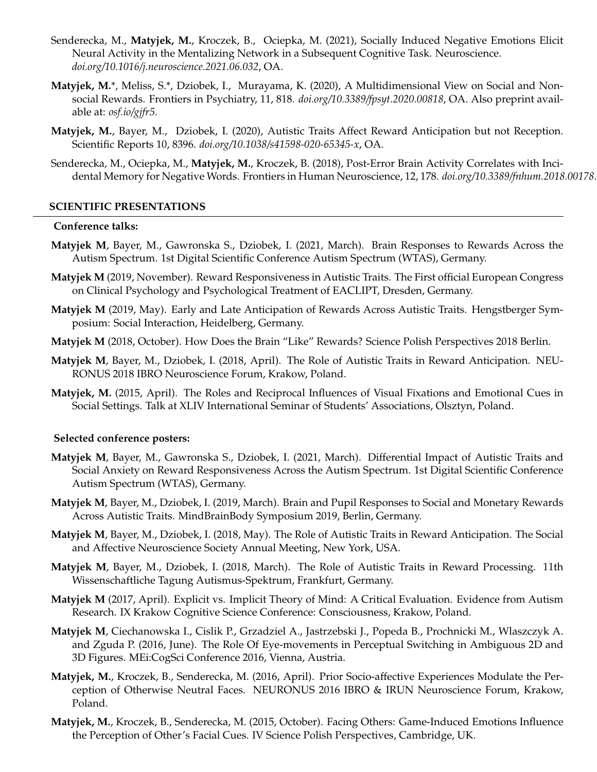Senderecka, M., **Matyjek, M.**, Kroczek, B., Ociepka, M. (2021), Socially Induced Negative Emotions Elicit Neural Activity in the Mentalizing Network in a Subsequent Cognitive Task. Neuroscience. *doi.org/10.1016/j.neuroscience.2021.06.032*, OA.

**Matyjek, M.***, Meliss, S.*, Dziobek, I., Murayama, K. (2020), A Multidimensional View on Social and Non-social Rewards. Frontiers in Psychiatry, 11, 818. *doi.org/10.3389/fpsyt.2020.00818*, OA. Also preprint available at: *osf.io/gjfr5*.

**Matyjek, M.**, Bayer, M., Dziobek, I. (2020), Autistic Traits Affect Reward Anticipation but not Reception. Scientific Reports 10, 8396. *doi.org/10.1038/s41598-020-65345-x*, OA.

Senderecka, M., Ociepka, M., **Matyjek, M.**, Kroczek, B. (2018), Post-Error Brain Activity Correlates with Incidental Memory for Negative Words. Frontiers in Human Neuroscience, 12, 178. *doi.org/10.3389/fnhum.2018.00178*.

## SCIENTIFIC PRESENTATIONS

### Conference talks:

**Matyjek M**, Bayer, M., Gawronska S., Dziobek, I. (2021, March). Brain Responses to Rewards Across the Autism Spectrum. 1st Digital Scientific Conference Autism Spectrum (WTAS), Germany.

**Matyjek M** (2019, November). Reward Responsiveness in Autistic Traits. The First official European Congress on Clinical Psychology and Psychological Treatment of EACLIPT, Dresden, Germany.

**Matyjek M** (2019, May). Early and Late Anticipation of Rewards Across Autistic Traits. Hengstberger Symposium: Social Interaction, Heidelberg, Germany.

**Matyjek M** (2018, October). How Does the Brain "Like" Rewards? Science Polish Perspectives 2018 Berlin.

**Matyjek M**, Bayer, M., Dziobek, I. (2018, April). The Role of Autistic Traits in Reward Anticipation. NEURONUS 2018 IBRO Neuroscience Forum, Krakow, Poland.

**Matyjek, M.** (2015, April). The Roles and Reciprocal Influences of Visual Fixations and Emotional Cues in Social Settings. Talk at XLIV International Seminar of Students' Associations, Olsztyn, Poland.

### Selected conference posters:

**Matyjek M**, Bayer, M., Gawronska S., Dziobek, I. (2021, March). Differential Impact of Autistic Traits and Social Anxiety on Reward Responsiveness Across the Autism Spectrum. 1st Digital Scientific Conference Autism Spectrum (WTAS), Germany.

**Matyjek M**, Bayer, M., Dziobek, I. (2019, March). Brain and Pupil Responses to Social and Monetary Rewards Across Autistic Traits. MindBrainBody Symposium 2019, Berlin, Germany.

**Matyjek M**, Bayer, M., Dziobek, I. (2018, May). The Role of Autistic Traits in Reward Anticipation. The Social and Affective Neuroscience Society Annual Meeting, New York, USA.

**Matyjek M**, Bayer, M., Dziobek, I. (2018, March). The Role of Autistic Traits in Reward Processing. 11th Wissenschaftliche Tagung Autismus-Spektrum, Frankfurt, Germany.

**Matyjek M** (2017, April). Explicit vs. Implicit Theory of Mind: A Critical Evaluation. Evidence from Autism Research. IX Krakow Cognitive Science Conference: Consciousness, Krakow, Poland.

**Matyjek M**, Ciechanowska I., Cislik P., Grzadziel A., Jastrzebski J., Popeda B., Prochnicki M., Wlaszczyk A. and Zguda P. (2016, June). The Role Of Eye-movements in Perceptual Switching in Ambiguous 2D and 3D Figures. MEi:CogSci Conference 2016, Vienna, Austria.

**Matyjek, M.**, Kroczek, B., Senderecka, M. (2016, April). Prior Socio-affective Experiences Modulate the Perception of Otherwise Neutral Faces. NEURONUS 2016 IBRO & IRUN Neuroscience Forum, Krakow, Poland.

**Matyjek, M.**, Kroczek, B., Senderecka, M. (2015, October). Facing Others: Game-Induced Emotions Influence the Perception of Other's Facial Cues. IV Science Polish Perspectives, Cambridge, UK.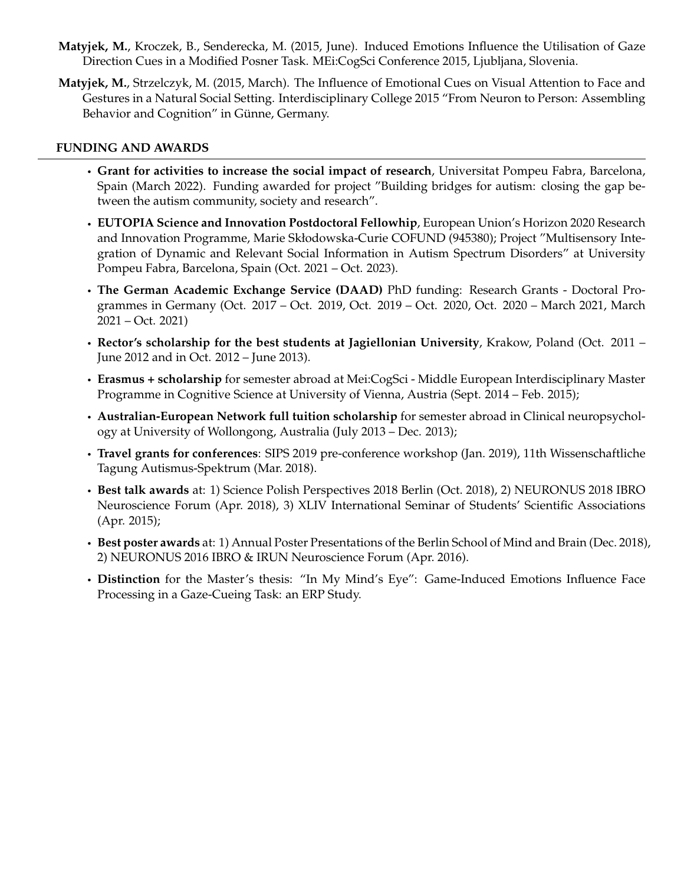**Matyjek, M.**, Kroczek, B., Senderecka, M. (2015, June). Induced Emotions Influence the Utilisation of Gaze Direction Cues in a Modified Posner Task. MEi:CogSci Conference 2015, Ljubljana, Slovenia.

**Matyjek, M.**, Strzelczyk, M. (2015, March). The Influence of Emotional Cues on Visual Attention to Face and Gestures in a Natural Social Setting. Interdisciplinary College 2015 "From Neuron to Person: Assembling Behavior and Cognition" in Günne, Germany.

## FUNDING AND AWARDS

- **Grant for activities to increase the social impact of research**, Universitat Pompeu Fabra, Barcelona, Spain (March 2022). Funding awarded for project "Building bridges for autism: closing the gap between the autism community, society and research".
- **EUTOPIA Science and Innovation Postdoctoral Fellowhip**, European Union's Horizon 2020 Research and Innovation Programme, Marie Skłodowska-Curie COFUND (945380); Project "Multisensory Integration of Dynamic and Relevant Social Information in Autism Spectrum Disorders" at University Pompeu Fabra, Barcelona, Spain (Oct. 2021 – Oct. 2023).
- **The German Academic Exchange Service (DAAD)** PhD funding: Research Grants - Doctoral Programmes in Germany (Oct. 2017 – Oct. 2019, Oct. 2019 – Oct. 2020, Oct. 2020 – March 2021, March 2021 – Oct. 2021)
- **Rector's scholarship for the best students at Jagiellonian University**, Krakow, Poland (Oct. 2011 – June 2012 and in Oct. 2012 – June 2013).
- **Erasmus + scholarship** for semester abroad at Mei:CogSci - Middle European Interdisciplinary Master Programme in Cognitive Science at University of Vienna, Austria (Sept. 2014 – Feb. 2015);
- **Australian-European Network full tuition scholarship** for semester abroad in Clinical neuropsychology at University of Wollongong, Australia (July 2013 – Dec. 2013);
- **Travel grants for conferences**: SIPS 2019 pre-conference workshop (Jan. 2019), 11th Wissenschaftliche Tagung Autismus-Spektrum (Mar. 2018).
- **Best talk awards** at: 1) Science Polish Perspectives 2018 Berlin (Oct. 2018), 2) NEURONUS 2018 IBRO Neuroscience Forum (Apr. 2018), 3) XLIV International Seminar of Students' Scientific Associations (Apr. 2015);
- **Best poster awards** at: 1) Annual Poster Presentations of the Berlin School of Mind and Brain (Dec. 2018), 2) NEURONUS 2016 IBRO & IRUN Neuroscience Forum (Apr. 2016).
- **Distinction** for the Master's thesis: "In My Mind's Eye": Game-Induced Emotions Influence Face Processing in a Gaze-Cueing Task: an ERP Study.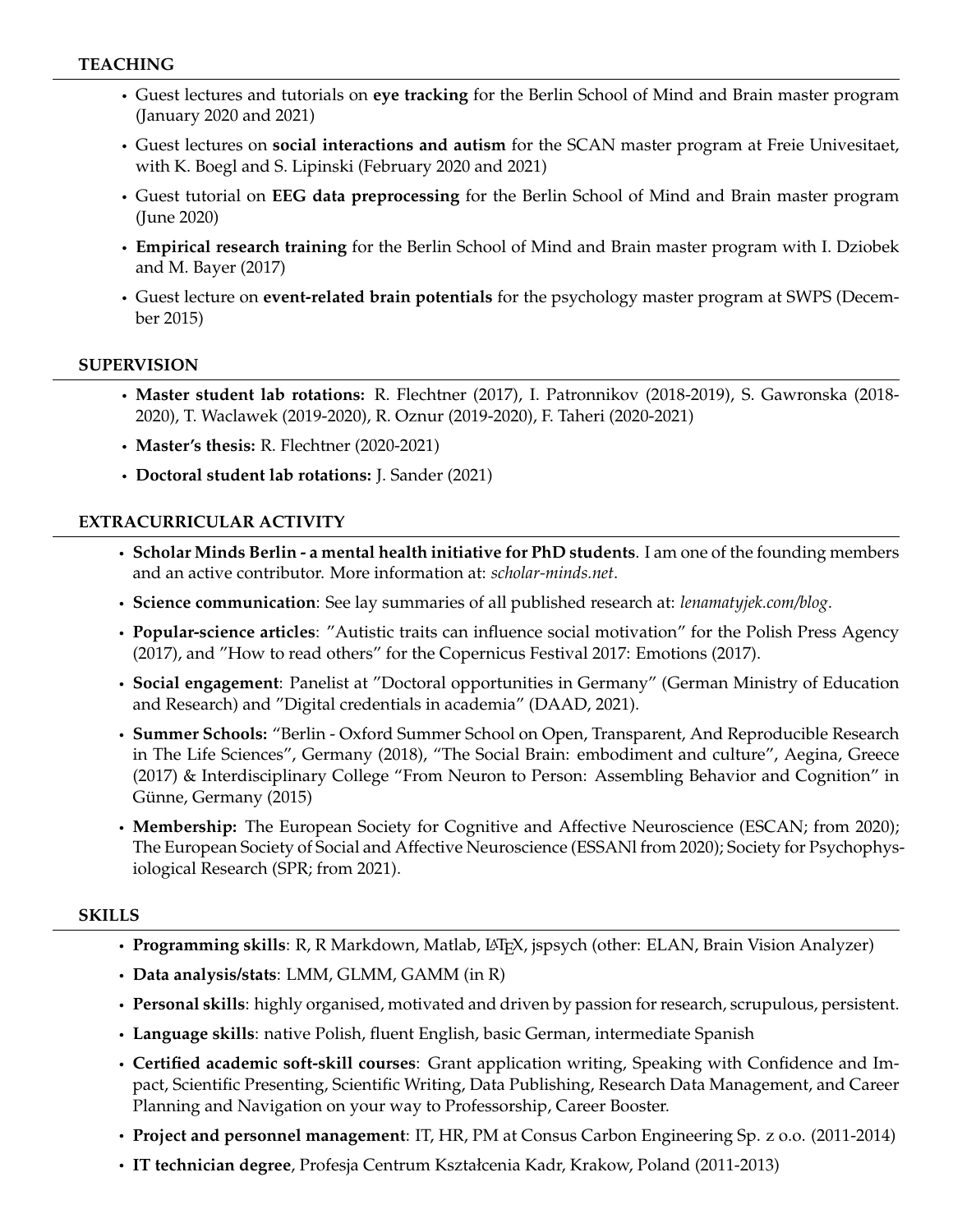## TEACHING

- Guest lectures and tutorials on **eye tracking** for the Berlin School of Mind and Brain master program (January 2020 and 2021)
- Guest lectures on **social interactions and autism** for the SCAN master program at Freie Univesitaet, with K. Boegl and S. Lipinski (February 2020 and 2021)
- Guest tutorial on **EEG data preprocessing** for the Berlin School of Mind and Brain master program (June 2020)
- **Empirical research training** for the Berlin School of Mind and Brain master program with I. Dziobek and M. Bayer (2017)
- Guest lecture on **event-related brain potentials** for the psychology master program at SWPS (December 2015)

## SUPERVISION

- **Master student lab rotations:** R. Flechtner (2017), I. Patronnikov (2018-2019), S. Gawronska (2018-2020), T. Waclawek (2019-2020), R. Oznur (2019-2020), F. Taheri (2020-2021)
- **Master's thesis:** R. Flechtner (2020-2021)
- **Doctoral student lab rotations:** J. Sander (2021)

## EXTRACURRICULAR ACTIVITY

- **Scholar Minds Berlin - a mental health initiative for PhD students**. I am one of the founding members and an active contributor. More information at: *scholar-minds.net*.
- **Science communication**: See lay summaries of all published research at: *lenamatyjek.com/blog*.
- **Popular-science articles**: "Autistic traits can influence social motivation" for the Polish Press Agency (2017), and "How to read others" for the Copernicus Festival 2017: Emotions (2017).
- **Social engagement**: Panelist at "Doctoral opportunities in Germany" (German Ministry of Education and Research) and "Digital credentials in academia" (DAAD, 2021).
- **Summer Schools:** "Berlin - Oxford Summer School on Open, Transparent, And Reproducible Research in The Life Sciences", Germany (2018), "The Social Brain: embodiment and culture", Aegina, Greece (2017) & Interdisciplinary College "From Neuron to Person: Assembling Behavior and Cognition" in Günne, Germany (2015)
- **Membership:** The European Society for Cognitive and Affective Neuroscience (ESCAN; from 2020); The European Society of Social and Affective Neuroscience (ESSANl from 2020); Society for Psychophysiological Research (SPR; from 2021).

## SKILLS

- **Programming skills**: R, R Markdown, Matlab, LaTeX, jspsych (other: ELAN, Brain Vision Analyzer)
- **Data analysis/stats**: LMM, GLMM, GAMM (in R)
- **Personal skills**: highly organised, motivated and driven by passion for research, scrupulous, persistent.
- **Language skills**: native Polish, fluent English, basic German, intermediate Spanish
- **Certified academic soft-skill courses**: Grant application writing, Speaking with Confidence and Impact, Scientific Presenting, Scientific Writing, Data Publishing, Research Data Management, and Career Planning and Navigation on your way to Professorship, Career Booster.
- **Project and personnel management**: IT, HR, PM at Consus Carbon Engineering Sp. z o.o. (2011-2014)
- **IT technician degree**, Profesja Centrum Kształcenia Kadr, Krakow, Poland (2011-2013)